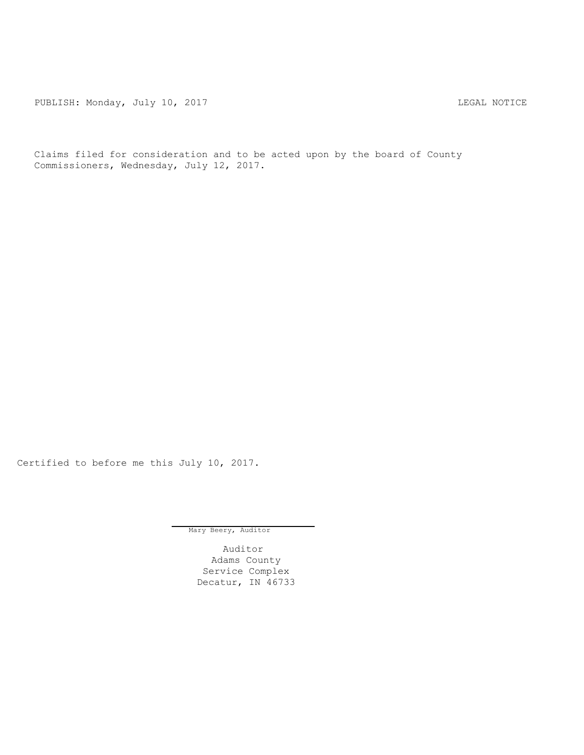PUBLISH: Monday, July 10, 2017 LEGAL NOTICE

Claims filed for consideration and to be acted upon by the board of County Commissioners, Wednesday, July 12, 2017.

Certified to before me this July 10, 2017.

Mary Beery, Auditor

Auditor
Adams County
Service Complex
Decatur, IN 46733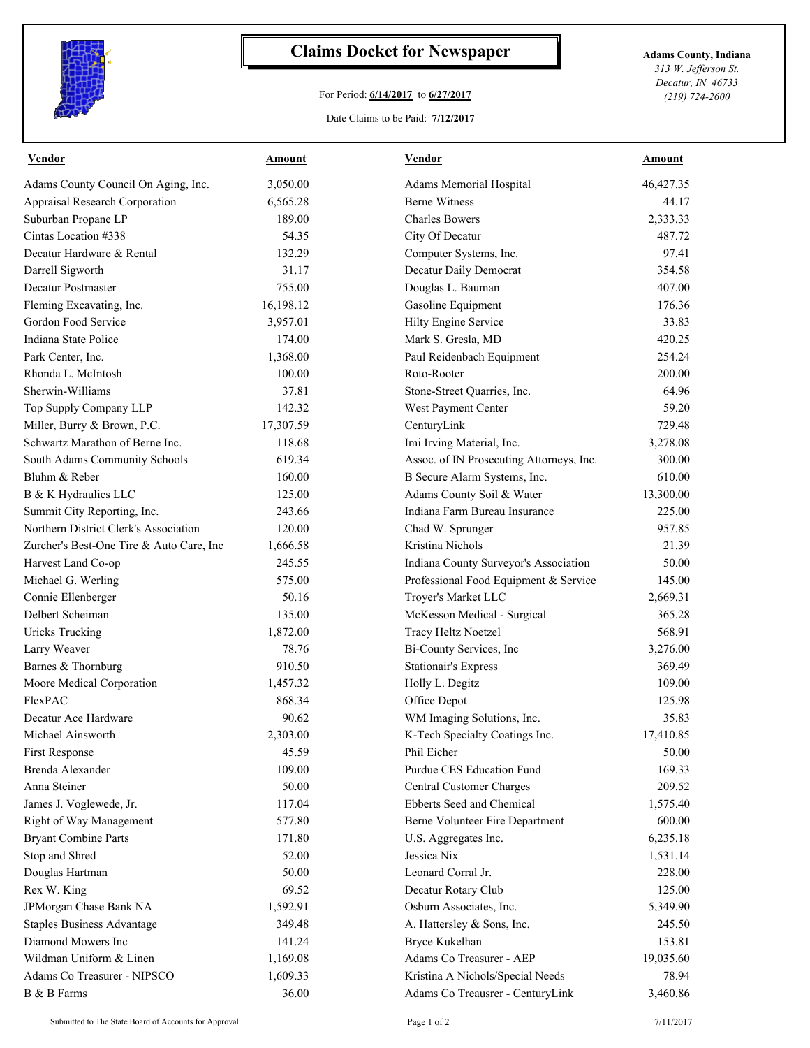# Claims Docket for Newspaper

For Period: **6/14/2017** to **6/27/2017**

Date Claims to be Paid: **7/12/2017**

**Adams County, Indiana**
*313 W. Jefferson St.*
*Decatur, IN 46733*
*(219) 724-2600*

| Vendor | Amount | Vendor | Amount |
|---|---|---|---|
| Adams County Council On Aging, Inc. | 3,050.00 | Adams Memorial Hospital | 46,427.35 |
| Appraisal Research Corporation | 6,565.28 | Berne Witness | 44.17 |
| Suburban Propane LP | 189.00 | Charles Bowers | 2,333.33 |
| Cintas Location #338 | 54.35 | City Of Decatur | 487.72 |
| Decatur Hardware & Rental | 132.29 | Computer Systems, Inc. | 97.41 |
| Darrell Sigworth | 31.17 | Decatur Daily Democrat | 354.58 |
| Decatur Postmaster | 755.00 | Douglas L. Bauman | 407.00 |
| Fleming Excavating, Inc. | 16,198.12 | Gasoline Equipment | 176.36 |
| Gordon Food Service | 3,957.01 | Hilty Engine Service | 33.83 |
| Indiana State Police | 174.00 | Mark S. Gresla, MD | 420.25 |
| Park Center, Inc. | 1,368.00 | Paul Reidenbach Equipment | 254.24 |
| Rhonda L. McIntosh | 100.00 | Roto-Rooter | 200.00 |
| Sherwin-Williams | 37.81 | Stone-Street Quarries, Inc. | 64.96 |
| Top Supply Company LLP | 142.32 | West Payment Center | 59.20 |
| Miller, Burry & Brown, P.C. | 17,307.59 | CenturyLink | 729.48 |
| Schwartz Marathon of Berne Inc. | 118.68 | Imi Irving Material, Inc. | 3,278.08 |
| South Adams Community Schools | 619.34 | Assoc. of IN Prosecuting Attorneys, Inc. | 300.00 |
| Bluhm & Reber | 160.00 | B Secure Alarm Systems, Inc. | 610.00 |
| B & K Hydraulics LLC | 125.00 | Adams County Soil & Water | 13,300.00 |
| Summit City Reporting, Inc. | 243.66 | Indiana Farm Bureau Insurance | 225.00 |
| Northern District Clerk's Association | 120.00 | Chad W. Sprunger | 957.85 |
| Zurcher's Best-One Tire & Auto Care, Inc | 1,666.58 | Kristina Nichols | 21.39 |
| Harvest Land Co-op | 245.55 | Indiana County Surveyor's Association | 50.00 |
| Michael G. Werling | 575.00 | Professional Food Equipment & Service | 145.00 |
| Connie Ellenberger | 50.16 | Troyer's Market LLC | 2,669.31 |
| Delbert Scheiman | 135.00 | McKesson Medical - Surgical | 365.28 |
| Uricks Trucking | 1,872.00 | Tracy Heltz Noetzel | 568.91 |
| Larry Weaver | 78.76 | Bi-County Services, Inc | 3,276.00 |
| Barnes & Thornburg | 910.50 | Stationair's Express | 369.49 |
| Moore Medical Corporation | 1,457.32 | Holly L. Degitz | 109.00 |
| FlexPAC | 868.34 | Office Depot | 125.98 |
| Decatur Ace Hardware | 90.62 | WM Imaging Solutions, Inc. | 35.83 |
| Michael Ainsworth | 2,303.00 | K-Tech Specialty Coatings Inc. | 17,410.85 |
| First Response | 45.59 | Phil Eicher | 50.00 |
| Brenda Alexander | 109.00 | Purdue CES Education Fund | 169.33 |
| Anna Steiner | 50.00 | Central Customer Charges | 209.52 |
| James J. Voglewede, Jr. | 117.04 | Ebberts Seed and Chemical | 1,575.40 |
| Right of Way Management | 577.80 | Berne Volunteer Fire Department | 600.00 |
| Bryant Combine Parts | 171.80 | U.S. Aggregates Inc. | 6,235.18 |
| Stop and Shred | 52.00 | Jessica Nix | 1,531.14 |
| Douglas Hartman | 50.00 | Leonard Corral Jr. | 228.00 |
| Rex W. King | 69.52 | Decatur Rotary Club | 125.00 |
| JPMorgan Chase Bank NA | 1,592.91 | Osburn Associates, Inc. | 5,349.90 |
| Staples Business Advantage | 349.48 | A. Hattersley & Sons, Inc. | 245.50 |
| Diamond Mowers Inc | 141.24 | Bryce Kukelhan | 153.81 |
| Wildman Uniform & Linen | 1,169.08 | Adams Co Treasurer - AEP | 19,035.60 |
| Adams Co Treasurer - NIPSCO | 1,609.33 | Kristina A Nichols/Special Needs | 78.94 |
| B & B Farms | 36.00 | Adams Co Treausrer - CenturyLink | 3,460.86 |

Submitted to The State Board of Accounts for Approval

7/11/2017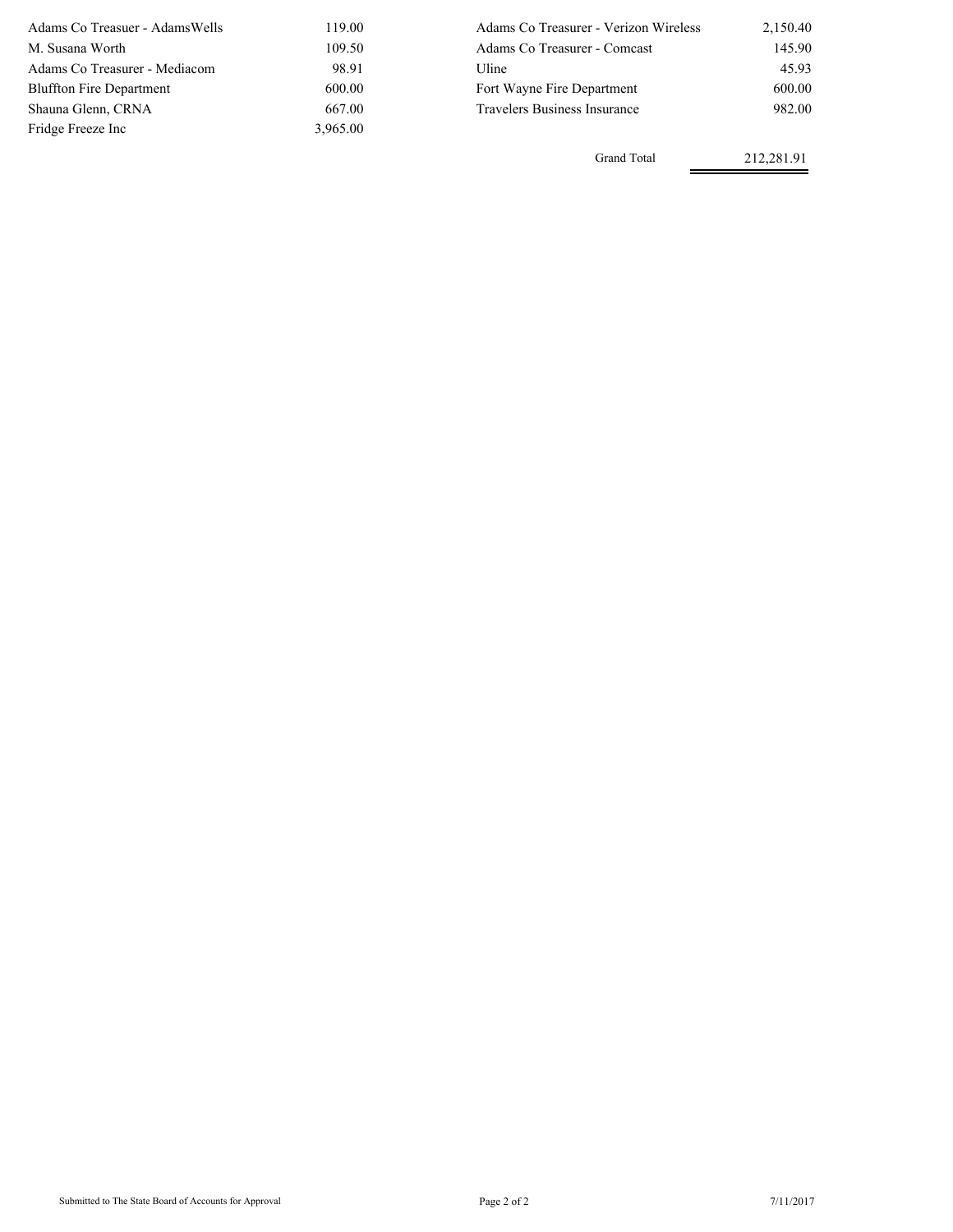| | | | |
|---|---|---|---|
| Adams Co Treasuer - AdamsWells | 119.00 | Adams Co Treasurer - Verizon Wireless | 2,150.40 |
| M. Susana Worth | 109.50 | Adams Co Treasurer - Comcast | 145.90 |
| Adams Co Treasurer - Mediacom | 98.91 | Uline | 45.93 |
| Bluffton Fire Department | 600.00 | Fort Wayne Fire Department | 600.00 |
| Shauna Glenn, CRNA | 667.00 | Travelers Business Insurance | 982.00 |
| Fridge Freeze Inc | 3,965.00 | | |
| | | Grand Total | 212,281.91 |

Submitted to The State Board of Accounts for Approval

7/11/2017